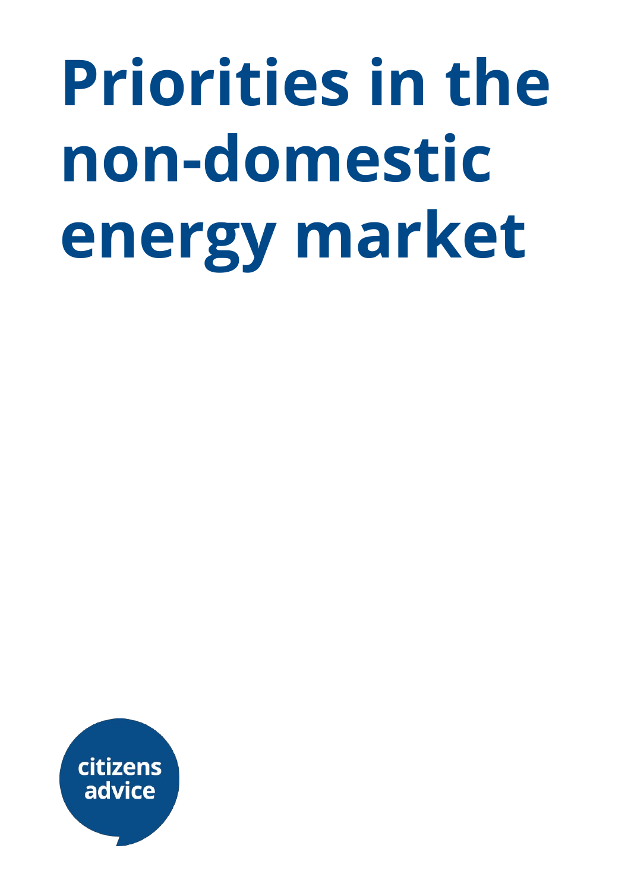# Priorities in the non-domestic energy market

citizens advice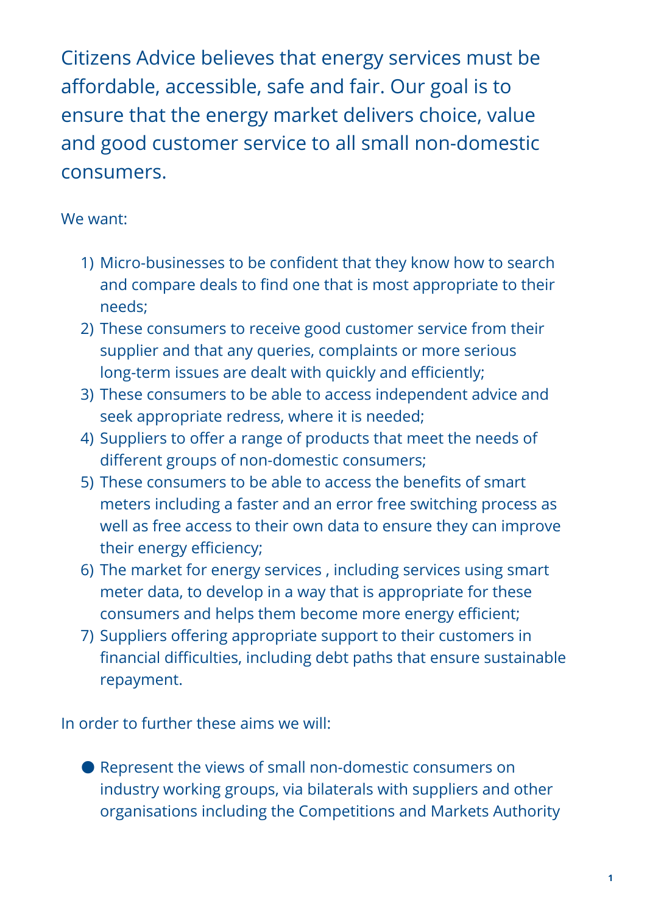Citizens Advice believes that energy services must be affordable, accessible, safe and fair. Our goal is to ensure that the energy market delivers choice, value and good customer service to all small non-domestic consumers.

We want:

1) Micro-businesses to be confident that they know how to search and compare deals to find one that is most appropriate to their needs;
2) These consumers to receive good customer service from their supplier and that any queries, complaints or more serious long-term issues are dealt with quickly and efficiently;
3) These consumers to be able to access independent advice and seek appropriate redress, where it is needed;
4) Suppliers to offer a range of products that meet the needs of different groups of non-domestic consumers;
5) These consumers to be able to access the benefits of smart meters including a faster and an error free switching process as well as free access to their own data to ensure they can improve their energy efficiency;
6) The market for energy services , including services using smart meter data, to develop in a way that is appropriate for these consumers and helps them become more energy efficient;
7) Suppliers offering appropriate support to their customers in financial difficulties, including debt paths that ensure sustainable repayment.

In order to further these aims we will:

- Represent the views of small non-domestic consumers on industry working groups, via bilaterals with suppliers and other organisations including the Competitions and Markets Authority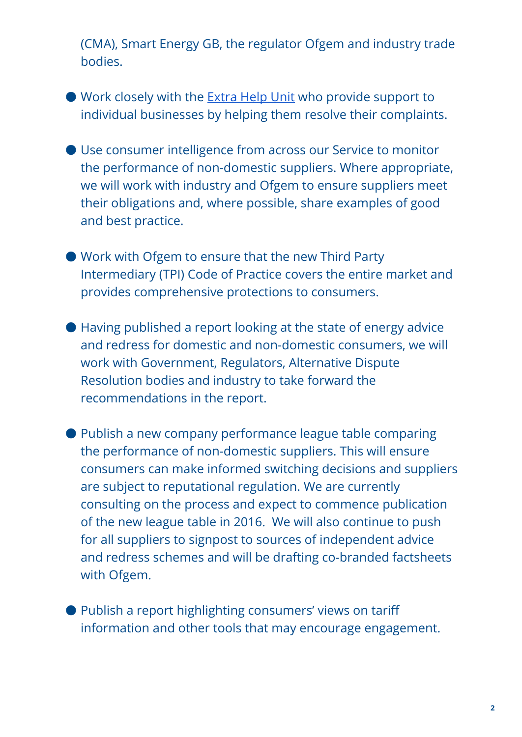(CMA), Smart Energy GB, the regulator Ofgem and industry trade bodies.

- Work closely with the Extra Help Unit who provide support to individual businesses by helping them resolve their complaints.

- Use consumer intelligence from across our Service to monitor the performance of non-domestic suppliers. Where appropriate, we will work with industry and Ofgem to ensure suppliers meet their obligations and, where possible, share examples of good and best practice.

- Work with Ofgem to ensure that the new Third Party Intermediary (TPI) Code of Practice covers the entire market and provides comprehensive protections to consumers.

- Having published a report looking at the state of energy advice and redress for domestic and non-domestic consumers, we will work with Government, Regulators, Alternative Dispute Resolution bodies and industry to take forward the recommendations in the report.

- Publish a new company performance league table comparing the performance of non-domestic suppliers. This will ensure consumers can make informed switching decisions and suppliers are subject to reputational regulation. We are currently consulting on the process and expect to commence publication of the new league table in 2016. We will also continue to push for all suppliers to signpost to sources of independent advice and redress schemes and will be drafting co-branded factsheets with Ofgem.

- Publish a report highlighting consumers' views on tariff information and other tools that may encourage engagement.